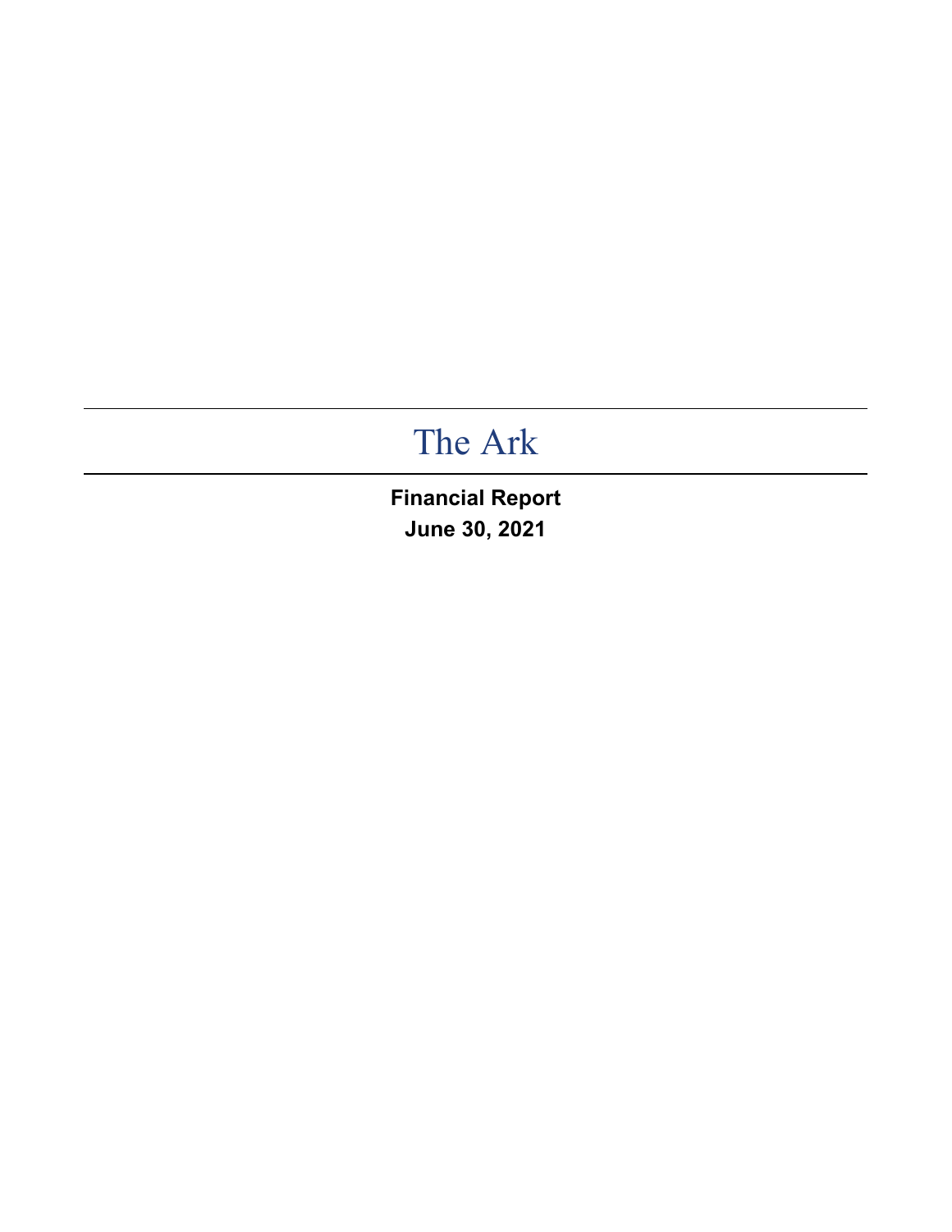# The Ark

**Financial Report**
**June 30, 2021**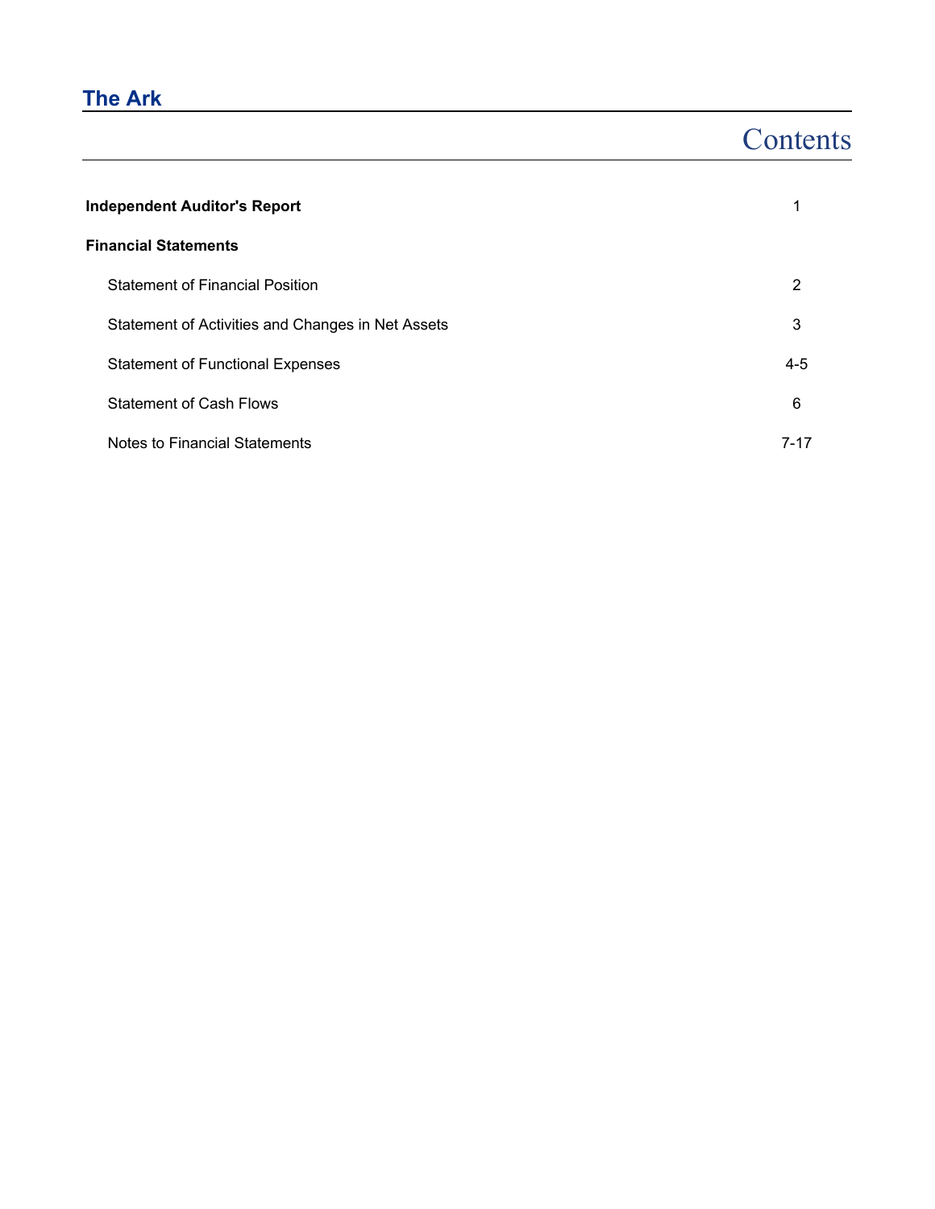# The Ark

## Contents

| | |
|---|---|
| **Independent Auditor's Report** | 1 |
| **Financial Statements** | |
| Statement of Financial Position | 2 |
| Statement of Activities and Changes in Net Assets | 3 |
| Statement of Functional Expenses | 4-5 |
| Statement of Cash Flows | 6 |
| Notes to Financial Statements | 7-17 |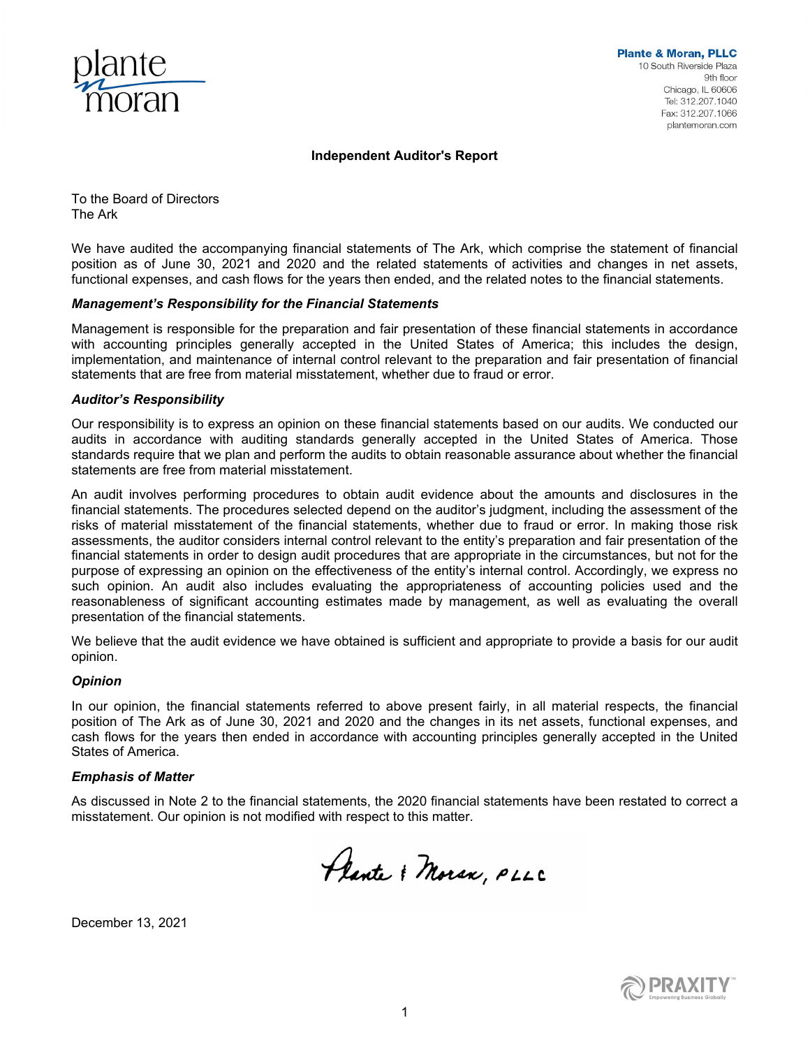Plante & Moran, PLLC
10 South Riverside Plaza
9th floor
Chicago, IL 60606
Tel: 312.207.1040
Fax: 312.207.1066
plantemoran.com

# Independent Auditor's Report

To the Board of Directors
The Ark

We have audited the accompanying financial statements of The Ark, which comprise the statement of financial position as of June 30, 2021 and 2020 and the related statements of activities and changes in net assets, functional expenses, and cash flows for the years then ended, and the related notes to the financial statements.

### *Management's Responsibility for the Financial Statements*

Management is responsible for the preparation and fair presentation of these financial statements in accordance with accounting principles generally accepted in the United States of America; this includes the design, implementation, and maintenance of internal control relevant to the preparation and fair presentation of financial statements that are free from material misstatement, whether due to fraud or error.

### *Auditor's Responsibility*

Our responsibility is to express an opinion on these financial statements based on our audits. We conducted our audits in accordance with auditing standards generally accepted in the United States of America. Those standards require that we plan and perform the audits to obtain reasonable assurance about whether the financial statements are free from material misstatement.

An audit involves performing procedures to obtain audit evidence about the amounts and disclosures in the financial statements. The procedures selected depend on the auditor's judgment, including the assessment of the risks of material misstatement of the financial statements, whether due to fraud or error. In making those risk assessments, the auditor considers internal control relevant to the entity's preparation and fair presentation of the financial statements in order to design audit procedures that are appropriate in the circumstances, but not for the purpose of expressing an opinion on the effectiveness of the entity's internal control. Accordingly, we express no such opinion. An audit also includes evaluating the appropriateness of accounting policies used and the reasonableness of significant accounting estimates made by management, as well as evaluating the overall presentation of the financial statements.

We believe that the audit evidence we have obtained is sufficient and appropriate to provide a basis for our audit opinion.

### *Opinion*

In our opinion, the financial statements referred to above present fairly, in all material respects, the financial position of The Ark as of June 30, 2021 and 2020 and the changes in its net assets, functional expenses, and cash flows for the years then ended in accordance with accounting principles generally accepted in the United States of America.

### *Emphasis of Matter*

As discussed in Note 2 to the financial statements, the 2020 financial statements have been restated to correct a misstatement. Our opinion is not modified with respect to this matter.

Plante & Moran, PLLC

December 13, 2021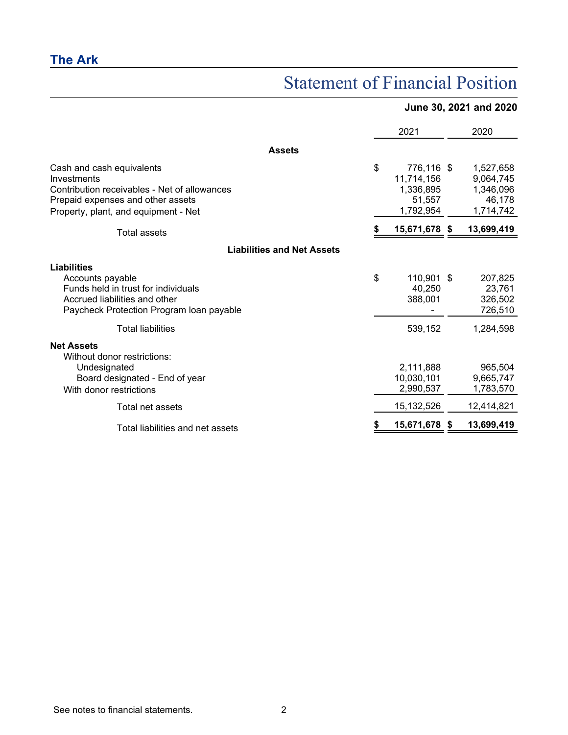## The Ark

# Statement of Financial Position

**June 30, 2021 and 2020**

| | 2021 | 2020 |
|---|---|---|
| **Assets** | | |
| Cash and cash equivalents | $ 776,116 | $ 1,527,658 |
| Investments | 11,714,156 | 9,064,745 |
| Contribution receivables - Net of allowances | 1,336,895 | 1,346,096 |
| Prepaid expenses and other assets | 51,557 | 46,178 |
| Property, plant, and equipment - Net | 1,792,954 | 1,714,742 |
| Total assets | **$ 15,671,678** | **$ 13,699,419** |
| **Liabilities and Net Assets** | | |
| **Liabilities** | | |
| Accounts payable | $ 110,901 | $ 207,825 |
| Funds held in trust for individuals | 40,250 | 23,761 |
| Accrued liabilities and other | 388,001 | 326,502 |
| Paycheck Protection Program loan payable | - | 726,510 |
| Total liabilities | 539,152 | 1,284,598 |
| **Net Assets** | | |
| Without donor restrictions: | | |
| Undesignated | 2,111,888 | 965,504 |
| Board designated - End of year | 10,030,101 | 9,665,747 |
| With donor restrictions | 2,990,537 | 1,783,570 |
| Total net assets | 15,132,526 | 12,414,821 |
| Total liabilities and net assets | **$ 15,671,678** | **$ 13,699,419** |

See notes to financial statements.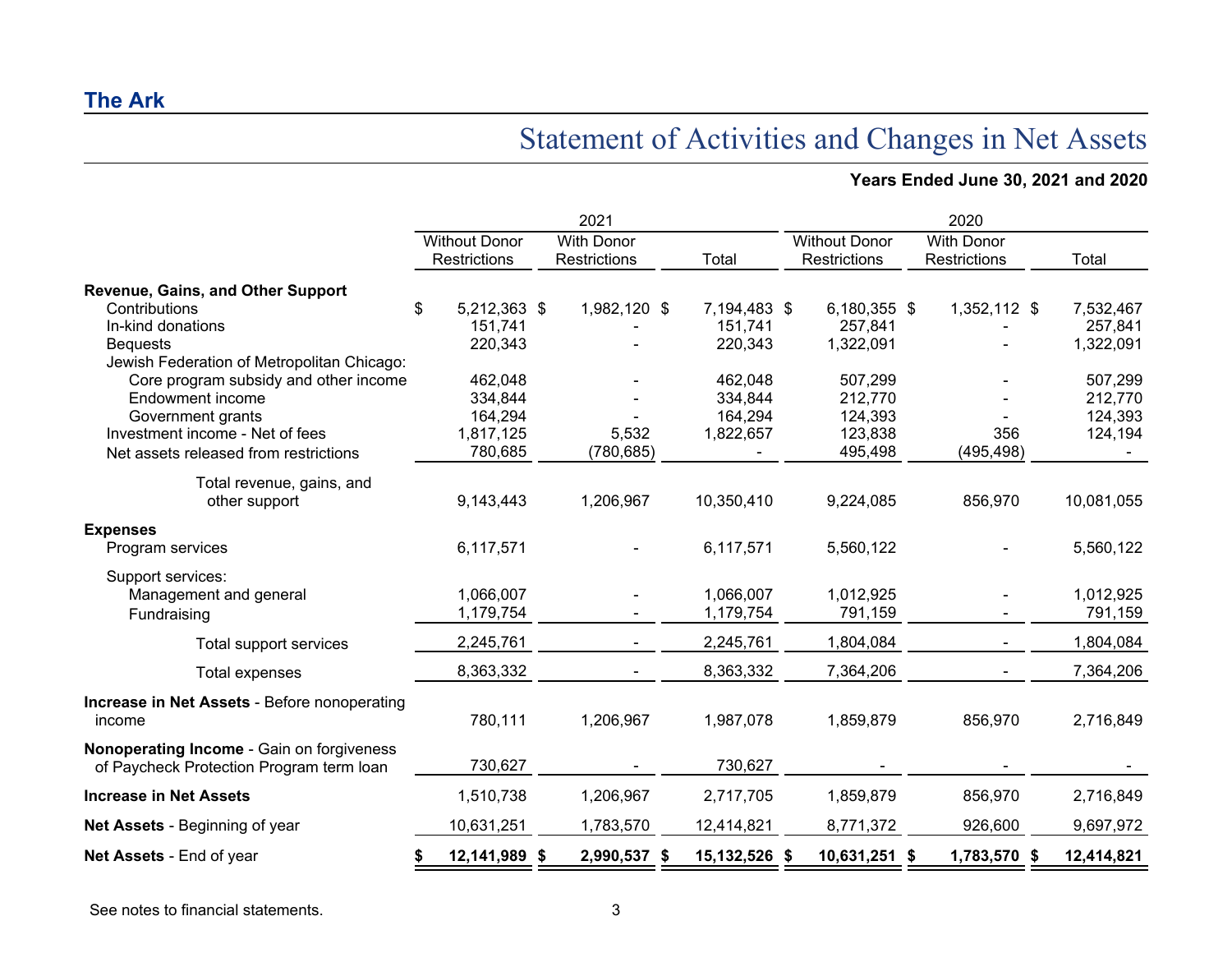# The Ark

## Statement of Activities and Changes in Net Assets

**Years Ended June 30, 2021 and 2020**

| | 2021 | | | 2020 | | |
|---|---|---|---|---|---|---|
| | Without Donor Restrictions | With Donor Restrictions | Total | Without Donor Restrictions | With Donor Restrictions | Total |
| **Revenue, Gains, and Other Support** | | | | | | |
| Contributions | $ 5,212,363 | $ 1,982,120 | $ 7,194,483 | $ 6,180,355 | $ 1,352,112 | $ 7,532,467 |
| In-kind donations | 151,741 | - | 151,741 | 257,841 | - | 257,841 |
| Bequests | 220,343 | - | 220,343 | 1,322,091 | - | 1,322,091 |
| Jewish Federation of Metropolitan Chicago: | | | | | | |
| Core program subsidy and other income | 462,048 | - | 462,048 | 507,299 | - | 507,299 |
| Endowment income | 334,844 | - | 334,844 | 212,770 | - | 212,770 |
| Government grants | 164,294 | - | 164,294 | 124,393 | - | 124,393 |
| Investment income - Net of fees | 1,817,125 | 5,532 | 1,822,657 | 123,838 | 356 | 124,194 |
| Net assets released from restrictions | 780,685 | (780,685) | - | 495,498 | (495,498) | - |
| Total revenue, gains, and other support | 9,143,443 | 1,206,967 | 10,350,410 | 9,224,085 | 856,970 | 10,081,055 |
| **Expenses** | | | | | | |
| Program services | 6,117,571 | - | 6,117,571 | 5,560,122 | - | 5,560,122 |
| Support services: | | | | | | |
| Management and general | 1,066,007 | - | 1,066,007 | 1,012,925 | - | 1,012,925 |
| Fundraising | 1,179,754 | - | 1,179,754 | 791,159 | - | 791,159 |
| Total support services | 2,245,761 | - | 2,245,761 | 1,804,084 | - | 1,804,084 |
| Total expenses | 8,363,332 | - | 8,363,332 | 7,364,206 | - | 7,364,206 |
| **Increase in Net Assets** - Before nonoperating income | 780,111 | 1,206,967 | 1,987,078 | 1,859,879 | 856,970 | 2,716,849 |
| **Nonoperating Income** - Gain on forgiveness of Paycheck Protection Program term loan | 730,627 | - | 730,627 | - | - | - |
| **Increase in Net Assets** | 1,510,738 | 1,206,967 | 2,717,705 | 1,859,879 | 856,970 | 2,716,849 |
| **Net Assets** - Beginning of year | 10,631,251 | 1,783,570 | 12,414,821 | 8,771,372 | 926,600 | 9,697,972 |
| **Net Assets** - End of year | **$ 12,141,989** | **$ 2,990,537** | **$ 15,132,526** | **$ 10,631,251** | **$ 1,783,570** | **$ 12,414,821** |

See notes to financial statements.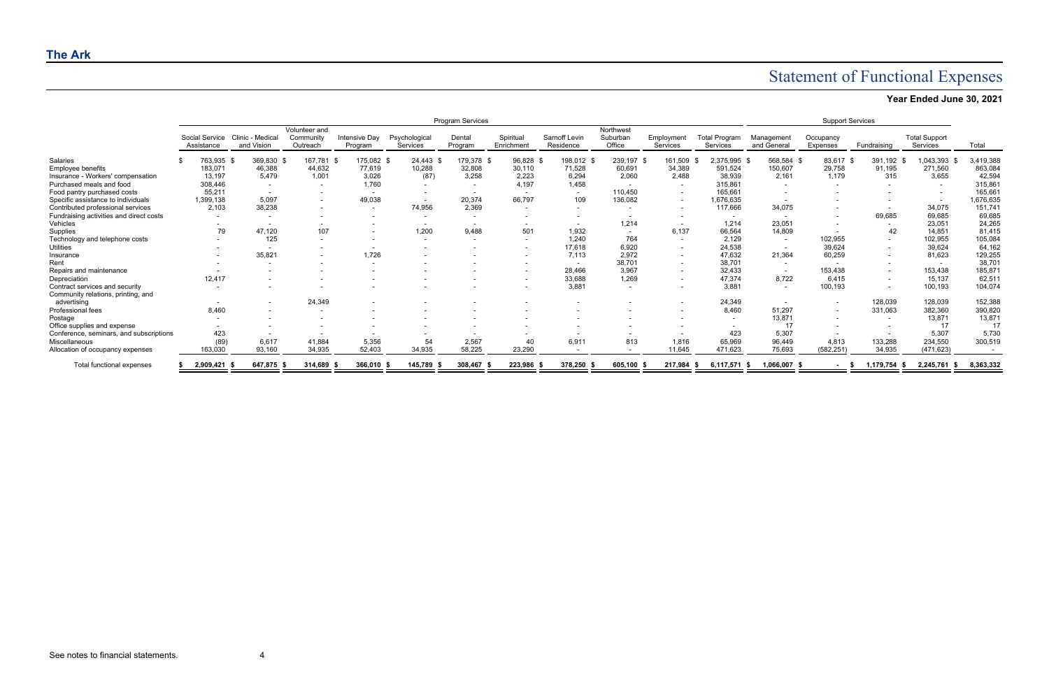## The Ark

# Statement of Functional Expenses

### Year Ended June 30, 2021

| | Program Services | | | | | | | | | | | Support Services | | | | |
|---|---|---|---|---|---|---|---|---|---|---|---|---|---|---|---|---|
| | Social Service Assistance | Clinic - Medical and Vision | Volunteer and Community Outreach | Intensive Day Program | Psychological Services | Dental Program | Spiritual Enrichment | Sarnoff Levin Residence | Northwest Suburban Office | Employment Services | Total Program Services | Management and General | Occupancy Expenses | Fundraising | Total Support Services | Total |
| Salaries | $ 763,935 | $ 369,830 | $ 167,781 | $ 175,082 | $ 24,443 | $ 179,378 | $ 96,828 | $ 198,012 | $ 239,197 | $ 161,509 | $ 2,375,995 | $ 568,584 | $ 83,617 | $ 391,192 | $ 1,043,393 | $ 3,419,388 |
| Employee benefits | 183,071 | 46,388 | 44,632 | 77,619 | 10,288 | 32,808 | 30,110 | 71,528 | 60,691 | 34,389 | 591,524 | 150,607 | 29,758 | 91,195 | 271,560 | 863,084 |
| Insurance - Workers' compensation | 13,197 | 5,479 | 1,001 | 3,026 | (87) | 3,258 | 2,223 | 6,294 | 2,060 | 2,488 | 38,939 | 2,161 | 1,179 | 315 | 3,655 | 42,594 |
| Purchased meals and food | 308,446 | - | - | 1,760 | - | - | 4,197 | 1,458 | - | - | 315,861 | - | - | - | - | 315,861 |
| Food pantry purchased costs | 55,211 | - | - | - | - | - | - | - | 110,450 | - | 165,661 | - | - | - | - | 165,661 |
| Specific assistance to individuals | 1,399,138 | 5,097 | - | 49,038 | - | 20,374 | 66,797 | 109 | 136,082 | - | 1,676,635 | - | - | - | - | 1,676,635 |
| Contributed professional services | 2,103 | 38,238 | - | - | 74,956 | 2,369 | - | - | - | - | 117,666 | 34,075 | - | - | 34,075 | 151,741 |
| Fundraising activities and direct costs | - | - | - | - | - | - | - | - | - | - | - | - | - | 69,685 | 69,685 | 69,685 |
| Vehicles | - | - | - | - | - | - | - | - | 1,214 | - | 1,214 | 23,051 | - | - | 23,051 | 24,265 |
| Supplies | 79 | 47,120 | 107 | - | 1,200 | 9,488 | 501 | 1,932 | - | 6,137 | 66,564 | 14,809 | - | 42 | 14,851 | 81,415 |
| Technology and telephone costs | - | 125 | - | - | - | - | - | 1,240 | 764 | - | 2,129 | - | 102,955 | - | 102,955 | 105,084 |
| Utilities | - | - | - | - | - | - | - | 17,618 | 6,920 | - | 24,538 | - | 39,624 | - | 39,624 | 64,162 |
| Insurance | - | 35,821 | - | 1,726 | - | - | - | 7,113 | 2,972 | - | 47,632 | 21,364 | 60,259 | - | 81,623 | 129,255 |
| Rent | - | - | - | - | - | - | - | - | 38,701 | - | 38,701 | - | - | - | - | 38,701 |
| Repairs and maintenance | - | - | - | - | - | - | - | 28,466 | 3,967 | - | 32,433 | - | 153,438 | - | 153,438 | 185,871 |
| Depreciation | 12,417 | - | - | - | - | - | - | 33,688 | 1,269 | - | 47,374 | 8,722 | 6,415 | - | 15,137 | 62,511 |
| Contract services and security | - | - | - | - | - | - | - | 3,881 | - | - | 3,881 | - | 100,193 | - | 100,193 | 104,074 |
| Community relations, printing, and advertising | - | - | 24,349 | - | - | - | - | - | - | - | 24,349 | - | - | 128,039 | 128,039 | 152,388 |
| Professional fees | 8,460 | - | - | - | - | - | - | - | - | - | 8,460 | 51,297 | - | 331,063 | 382,360 | 390,820 |
| Postage | - | - | - | - | - | - | - | - | - | - | - | 13,871 | - | - | 13,871 | 13,871 |
| Office supplies and expense | - | - | - | - | - | - | - | - | - | - | - | 17 | - | - | 17 | 17 |
| Conference, seminars, and subscriptions | 423 | - | - | - | - | - | - | - | - | - | 423 | 5,307 | - | - | 5,307 | 5,730 |
| Miscellaneous | (89) | 6,617 | 41,884 | 5,356 | 54 | 2,567 | 40 | 6,911 | 813 | 1,816 | 65,969 | 96,449 | 4,813 | 133,288 | 234,550 | 300,519 |
| Allocation of occupancy expenses | 163,030 | 93,160 | 34,935 | 52,403 | 34,935 | 58,225 | 23,290 | - | - | 11,645 | 471,623 | 75,693 | (582,251) | 34,935 | (471,623) | - |
| Total functional expenses | $ 2,909,421 | $ 647,875 | $ 314,689 | $ 366,010 | $ 145,789 | $ 308,467 | $ 223,986 | $ 378,250 | $ 605,100 | $ 217,984 | $ 6,117,571 | $ 1,066,007 | $ - | $ 1,179,754 | $ 2,245,761 | $ 8,363,332 |

See notes to financial statements.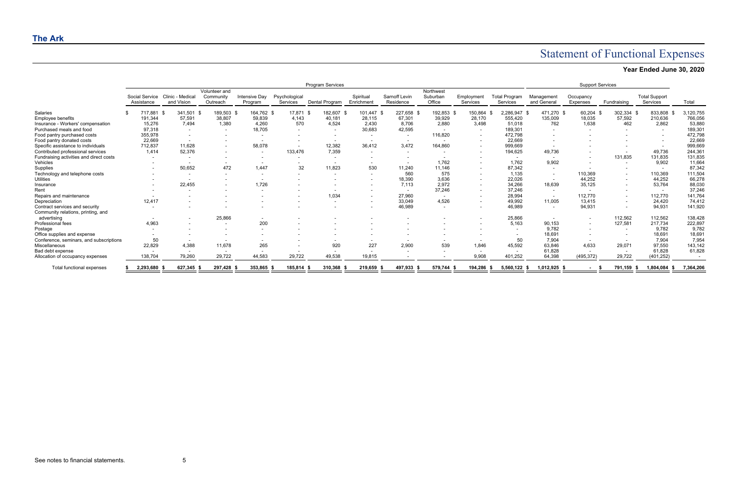# The Ark

# Statement of Functional Expenses

### Year Ended June 30, 2020

| | Program Services | | | | | | | | | | | Support Services | | | | |
|---|---|---|---|---|---|---|---|---|---|---|---|---|---|---|---|---|
| | Social Service Assistance | Clinic - Medical and Vision | Volunteer and Community Outreach | Intensive Day Program | Psychological Services | Dental Program | Spiritual Enrichment | Sarnoff Levin Residence | Northwest Suburban Office | Employment Services | Total Program Services | Management and General | Occupancy Expenses | Fundraising | Total Support Services | Total |
| Salaries | $ 717,881 | $ 341,501 | $ 189,503 | $ 164,762 | $ 17,871 | $ 182,607 | $ 101,447 | $ 227,658 | $ 192,853 | $ 150,864 | $ 2,286,947 | $ 471,270 | $ 60,204 | $ 302,334 | $ 833,808 | $ 3,120,755 |
| Employee benefits | 191,344 | 57,591 | 38,807 | 59,839 | 4,143 | 40,181 | 28,115 | 67,301 | 39,929 | 28,170 | 555,420 | 135,009 | 18,035 | 57,592 | 210,636 | 766,056 |
| Insurance - Workers' compensation | 15,276 | 7,494 | 1,380 | 4,260 | 570 | 4,524 | 2,430 | 8,706 | 2,880 | 3,498 | 51,018 | 762 | 1,638 | 462 | 2,862 | 53,880 |
| Purchased meals and food | 97,318 | - | - | 18,705 | - | - | 30,683 | 42,595 | - | - | 189,301 | - | - | - | - | 189,301 |
| Food pantry purchased costs | 355,978 | - | - | - | - | - | - | - | 116,820 | - | 472,798 | - | - | - | - | 472,798 |
| Food pantry donated costs | 22,669 | - | - | - | - | - | - | - | - | - | 22,669 | - | - | - | - | 22,669 |
| Specific assistance to individuals | 712,837 | 11,628 | - | 58,078 | - | 12,382 | 36,412 | 3,472 | 164,860 | - | 999,669 | - | - | - | - | 999,669 |
| Contributed professional services | 1,414 | 52,376 | - | - | 133,476 | 7,359 | - | - | - | - | 194,625 | 49,736 | - | - | 49,736 | 244,361 |
| Fundraising activities and direct costs | - | - | - | - | - | - | - | - | - | - | - | - | - | 131,835 | 131,835 | 131,835 |
| Vehicles | - | - | - | - | - | - | - | - | 1,762 | - | 1,762 | 9,902 | - | - | 9,902 | 11,664 |
| Supplies | - | 50,652 | 472 | 1,447 | 32 | 11,823 | 530 | 11,240 | 11,146 | - | 87,342 | - | - | - | - | 87,342 |
| Technology and telephone costs | - | - | - | - | - | - | - | 560 | 575 | - | 1,135 | - | 110,369 | - | 110,369 | 111,504 |
| Utilities | - | - | - | - | - | - | - | 18,390 | 3,636 | - | 22,026 | - | 44,252 | - | 44,252 | 66,278 |
| Insurance | - | 22,455 | - | 1,726 | - | - | - | 7,113 | 2,972 | - | 34,266 | 18,639 | 35,125 | - | 53,764 | 88,030 |
| Rent | - | - | - | - | - | - | - | - | 37,246 | - | 37,246 | - | - | - | - | 37,246 |
| Repairs and maintenance | - | - | - | - | - | 1,034 | - | 27,960 | - | - | 28,994 | - | 112,770 | - | 112,770 | 141,764 |
| Depreciation | 12,417 | - | - | - | - | - | - | 33,049 | 4,526 | - | 49,992 | 11,005 | 13,415 | - | 24,420 | 74,412 |
| Contract services and security | - | - | - | - | - | - | - | 46,989 | - | - | 46,989 | - | 94,931 | - | 94,931 | 141,920 |
| Community relations, printing, and advertising | - | - | 25,866 | - | - | - | - | - | - | - | 25,866 | - | - | 112,562 | 112,562 | 138,428 |
| Professional fees | 4,963 | - | - | 200 | - | - | - | - | - | - | 5,163 | 90,153 | - | 127,581 | 217,734 | 222,897 |
| Postage | - | - | - | - | - | - | - | - | - | - | - | 9,782 | - | - | 9,782 | 9,782 |
| Office supplies and expense | - | - | - | - | - | - | - | - | - | - | - | 18,691 | - | - | 18,691 | 18,691 |
| Conference, seminars, and subscriptions | 50 | - | - | - | - | - | - | - | - | - | 50 | 7,904 | - | - | 7,904 | 7,954 |
| Miscellaneous | 22,829 | 4,388 | 11,678 | 265 | - | 920 | 227 | 2,900 | 539 | 1,846 | 45,592 | 63,846 | 4,633 | 29,071 | 97,550 | 143,142 |
| Bad debt expense | - | - | - | - | - | - | - | - | - | - | - | 61,828 | - | - | 61,828 | 61,828 |
| Allocation of occupancy expenses | 138,704 | 79,260 | 29,722 | 44,583 | 29,722 | 49,538 | 19,815 | - | - | 9,908 | 401,252 | 64,398 | (495,372) | 29,722 | (401,252) | - |
| Total functional expenses | $ 2,293,680 | $ 627,345 | $ 297,428 | $ 353,865 | $ 185,814 | $ 310,368 | $ 219,659 | $ 497,933 | $ 579,744 | $ 194,286 | $ 5,560,122 | $ 1,012,925 | $ - | $ 791,159 | $ 1,804,084 | $ 7,364,206 |

See notes to financial statements.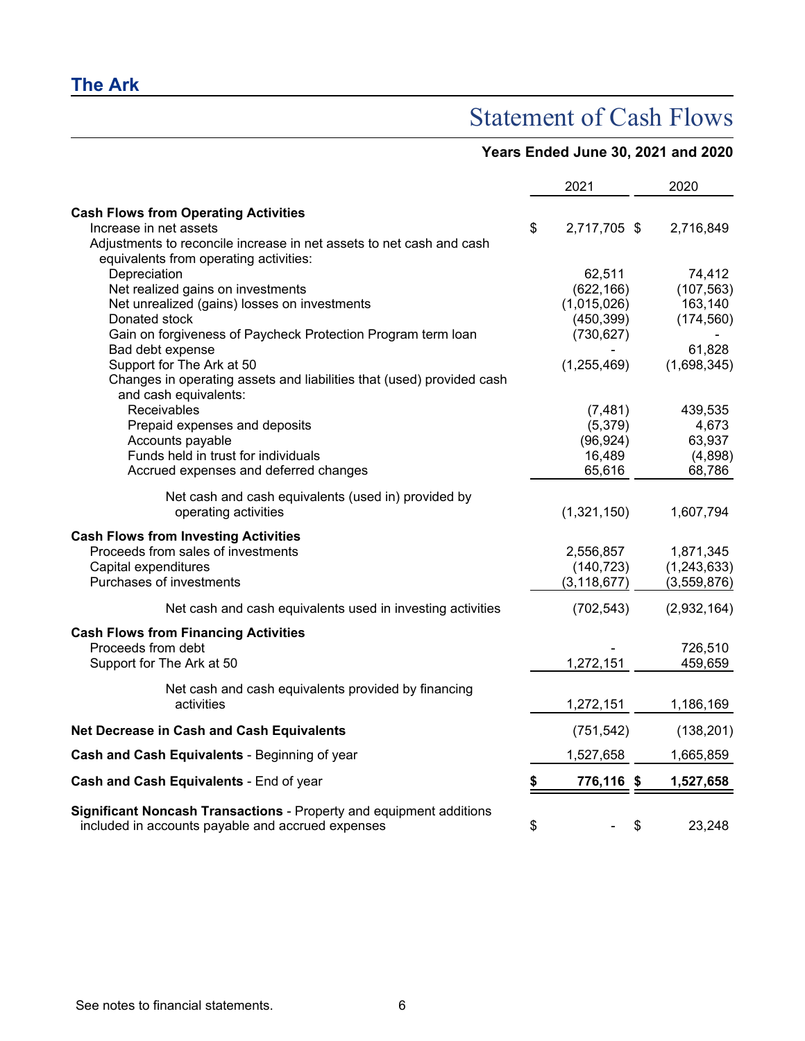# The Ark

## Statement of Cash Flows

### Years Ended June 30, 2021 and 2020

| | 2021 | 2020 |
|---|---|---|
| **Cash Flows from Operating Activities** | | |
| Increase in net assets | $ 2,717,705 | $ 2,716,849 |
| Adjustments to reconcile increase in net assets to net cash and cash equivalents from operating activities: | | |
| Depreciation | 62,511 | 74,412 |
| Net realized gains on investments | (622,166) | (107,563) |
| Net unrealized (gains) losses on investments | (1,015,026) | 163,140 |
| Donated stock | (450,399) | (174,560) |
| Gain on forgiveness of Paycheck Protection Program term loan | (730,627) | - |
| Bad debt expense | - | 61,828 |
| Support for The Ark at 50 | (1,255,469) | (1,698,345) |
| Changes in operating assets and liabilities that (used) provided cash and cash equivalents: | | |
| Receivables | (7,481) | 439,535 |
| Prepaid expenses and deposits | (5,379) | 4,673 |
| Accounts payable | (96,924) | 63,937 |
| Funds held in trust for individuals | 16,489 | (4,898) |
| Accrued expenses and deferred changes | 65,616 | 68,786 |
| Net cash and cash equivalents (used in) provided by operating activities | (1,321,150) | 1,607,794 |
| **Cash Flows from Investing Activities** | | |
| Proceeds from sales of investments | 2,556,857 | 1,871,345 |
| Capital expenditures | (140,723) | (1,243,633) |
| Purchases of investments | (3,118,677) | (3,559,876) |
| Net cash and cash equivalents used in investing activities | (702,543) | (2,932,164) |
| **Cash Flows from Financing Activities** | | |
| Proceeds from debt | - | 726,510 |
| Support for The Ark at 50 | 1,272,151 | 459,659 |
| Net cash and cash equivalents provided by financing activities | 1,272,151 | 1,186,169 |
| **Net Decrease in Cash and Cash Equivalents** | (751,542) | (138,201) |
| **Cash and Cash Equivalents** - Beginning of year | 1,527,658 | 1,665,859 |
| **Cash and Cash Equivalents** - End of year | **$ 776,116** | **$ 1,527,658** |
| **Significant Noncash Transactions** - Property and equipment additions included in accounts payable and accrued expenses | $ - | $ 23,248 |

See notes to financial statements.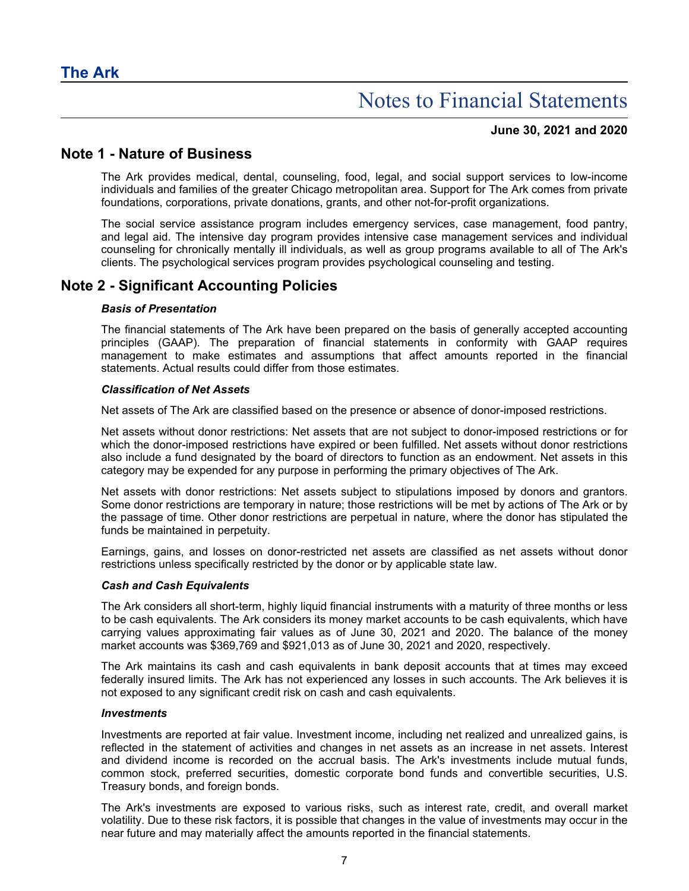# The Ark

## Notes to Financial Statements

**June 30, 2021 and 2020**

## Note 1 - Nature of Business

The Ark provides medical, dental, counseling, food, legal, and social support services to low-income individuals and families of the greater Chicago metropolitan area. Support for The Ark comes from private foundations, corporations, private donations, grants, and other not-for-profit organizations.

The social service assistance program includes emergency services, case management, food pantry, and legal aid. The intensive day program provides intensive case management services and individual counseling for chronically mentally ill individuals, as well as group programs available to all of The Ark's clients. The psychological services program provides psychological counseling and testing.

## Note 2 - Significant Accounting Policies

***Basis of Presentation***

The financial statements of The Ark have been prepared on the basis of generally accepted accounting principles (GAAP). The preparation of financial statements in conformity with GAAP requires management to make estimates and assumptions that affect amounts reported in the financial statements. Actual results could differ from those estimates.

***Classification of Net Assets***

Net assets of The Ark are classified based on the presence or absence of donor-imposed restrictions.

Net assets without donor restrictions: Net assets that are not subject to donor-imposed restrictions or for which the donor-imposed restrictions have expired or been fulfilled. Net assets without donor restrictions also include a fund designated by the board of directors to function as an endowment. Net assets in this category may be expended for any purpose in performing the primary objectives of The Ark.

Net assets with donor restrictions: Net assets subject to stipulations imposed by donors and grantors. Some donor restrictions are temporary in nature; those restrictions will be met by actions of The Ark or by the passage of time. Other donor restrictions are perpetual in nature, where the donor has stipulated the funds be maintained in perpetuity.

Earnings, gains, and losses on donor-restricted net assets are classified as net assets without donor restrictions unless specifically restricted by the donor or by applicable state law.

***Cash and Cash Equivalents***

The Ark considers all short-term, highly liquid financial instruments with a maturity of three months or less to be cash equivalents. The Ark considers its money market accounts to be cash equivalents, which have carrying values approximating fair values as of June 30, 2021 and 2020. The balance of the money market accounts was $369,769 and $921,013 as of June 30, 2021 and 2020, respectively.

The Ark maintains its cash and cash equivalents in bank deposit accounts that at times may exceed federally insured limits. The Ark has not experienced any losses in such accounts. The Ark believes it is not exposed to any significant credit risk on cash and cash equivalents.

***Investments***

Investments are reported at fair value. Investment income, including net realized and unrealized gains, is reflected in the statement of activities and changes in net assets as an increase in net assets. Interest and dividend income is recorded on the accrual basis. The Ark's investments include mutual funds, common stock, preferred securities, domestic corporate bond funds and convertible securities, U.S. Treasury bonds, and foreign bonds.

The Ark's investments are exposed to various risks, such as interest rate, credit, and overall market volatility. Due to these risk factors, it is possible that changes in the value of investments may occur in the near future and may materially affect the amounts reported in the financial statements.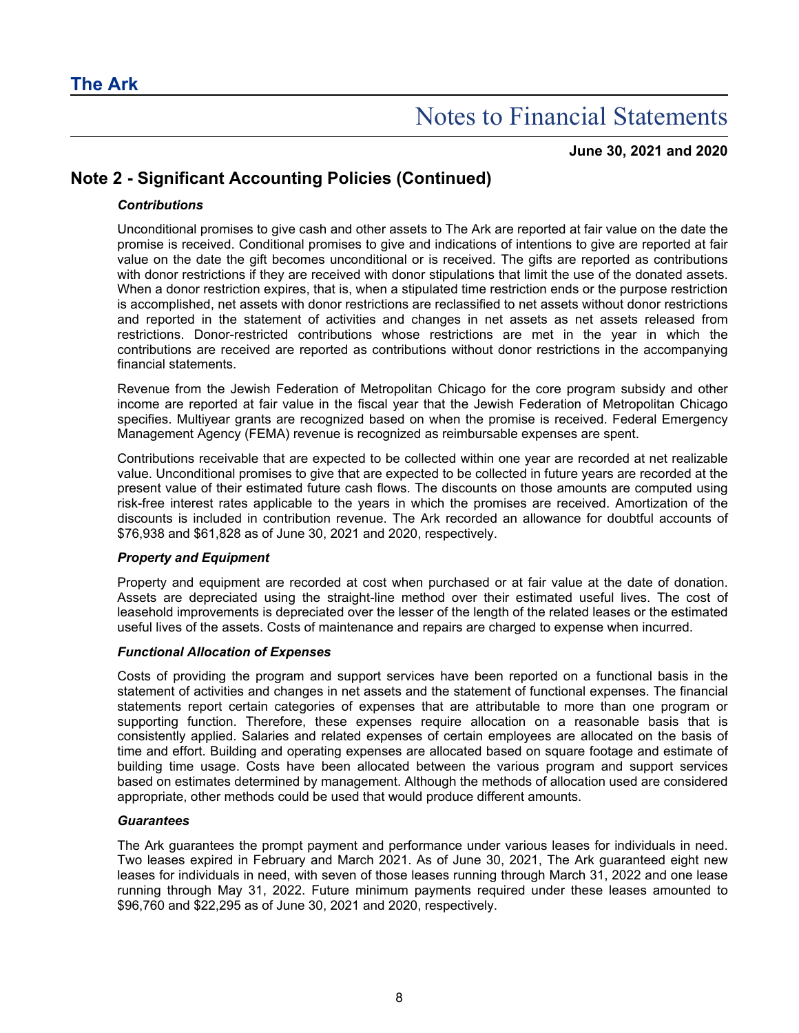## Note 2 - Significant Accounting Policies (Continued)

### *Contributions*

Unconditional promises to give cash and other assets to The Ark are reported at fair value on the date the promise is received. Conditional promises to give and indications of intentions to give are reported at fair value on the date the gift becomes unconditional or is received. The gifts are reported as contributions with donor restrictions if they are received with donor stipulations that limit the use of the donated assets. When a donor restriction expires, that is, when a stipulated time restriction ends or the purpose restriction is accomplished, net assets with donor restrictions are reclassified to net assets without donor restrictions and reported in the statement of activities and changes in net assets as net assets released from restrictions. Donor-restricted contributions whose restrictions are met in the year in which the contributions are received are reported as contributions without donor restrictions in the accompanying financial statements.

Revenue from the Jewish Federation of Metropolitan Chicago for the core program subsidy and other income are reported at fair value in the fiscal year that the Jewish Federation of Metropolitan Chicago specifies. Multiyear grants are recognized based on when the promise is received. Federal Emergency Management Agency (FEMA) revenue is recognized as reimbursable expenses are spent.

Contributions receivable that are expected to be collected within one year are recorded at net realizable value. Unconditional promises to give that are expected to be collected in future years are recorded at the present value of their estimated future cash flows. The discounts on those amounts are computed using risk-free interest rates applicable to the years in which the promises are received. Amortization of the discounts is included in contribution revenue. The Ark recorded an allowance for doubtful accounts of $76,938 and $61,828 as of June 30, 2021 and 2020, respectively.

### *Property and Equipment*

Property and equipment are recorded at cost when purchased or at fair value at the date of donation. Assets are depreciated using the straight-line method over their estimated useful lives. The cost of leasehold improvements is depreciated over the lesser of the length of the related leases or the estimated useful lives of the assets. Costs of maintenance and repairs are charged to expense when incurred.

### *Functional Allocation of Expenses*

Costs of providing the program and support services have been reported on a functional basis in the statement of activities and changes in net assets and the statement of functional expenses. The financial statements report certain categories of expenses that are attributable to more than one program or supporting function. Therefore, these expenses require allocation on a reasonable basis that is consistently applied. Salaries and related expenses of certain employees are allocated on the basis of time and effort. Building and operating expenses are allocated based on square footage and estimate of building time usage. Costs have been allocated between the various program and support services based on estimates determined by management. Although the methods of allocation used are considered appropriate, other methods could be used that would produce different amounts.

### *Guarantees*

The Ark guarantees the prompt payment and performance under various leases for individuals in need. Two leases expired in February and March 2021. As of June 30, 2021, The Ark guaranteed eight new leases for individuals in need, with seven of those leases running through March 31, 2022 and one lease running through May 31, 2022. Future minimum payments required under these leases amounted to $96,760 and $22,295 as of June 30, 2021 and 2020, respectively.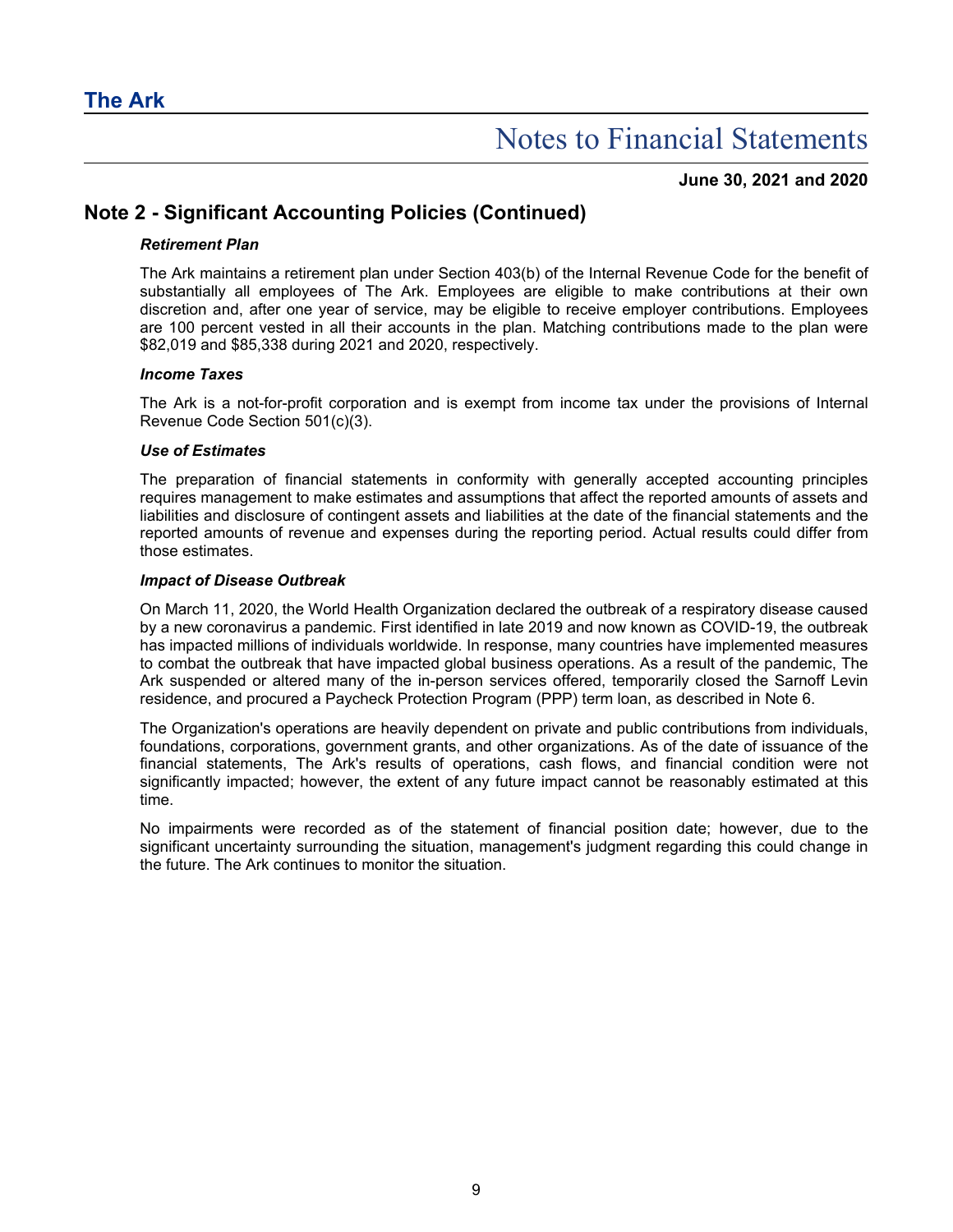# The Ark

## Notes to Financial Statements

**June 30, 2021 and 2020**

## Note 2 - Significant Accounting Policies (Continued)

***Retirement Plan***

The Ark maintains a retirement plan under Section 403(b) of the Internal Revenue Code for the benefit of substantially all employees of The Ark. Employees are eligible to make contributions at their own discretion and, after one year of service, may be eligible to receive employer contributions. Employees are 100 percent vested in all their accounts in the plan. Matching contributions made to the plan were $82,019 and $85,338 during 2021 and 2020, respectively.

***Income Taxes***

The Ark is a not-for-profit corporation and is exempt from income tax under the provisions of Internal Revenue Code Section 501(c)(3).

***Use of Estimates***

The preparation of financial statements in conformity with generally accepted accounting principles requires management to make estimates and assumptions that affect the reported amounts of assets and liabilities and disclosure of contingent assets and liabilities at the date of the financial statements and the reported amounts of revenue and expenses during the reporting period. Actual results could differ from those estimates.

***Impact of Disease Outbreak***

On March 11, 2020, the World Health Organization declared the outbreak of a respiratory disease caused by a new coronavirus a pandemic. First identified in late 2019 and now known as COVID-19, the outbreak has impacted millions of individuals worldwide. In response, many countries have implemented measures to combat the outbreak that have impacted global business operations. As a result of the pandemic, The Ark suspended or altered many of the in-person services offered, temporarily closed the Sarnoff Levin residence, and procured a Paycheck Protection Program (PPP) term loan, as described in Note 6.

The Organization's operations are heavily dependent on private and public contributions from individuals, foundations, corporations, government grants, and other organizations. As of the date of issuance of the financial statements, The Ark's results of operations, cash flows, and financial condition were not significantly impacted; however, the extent of any future impact cannot be reasonably estimated at this time.

No impairments were recorded as of the statement of financial position date; however, due to the significant uncertainty surrounding the situation, management's judgment regarding this could change in the future. The Ark continues to monitor the situation.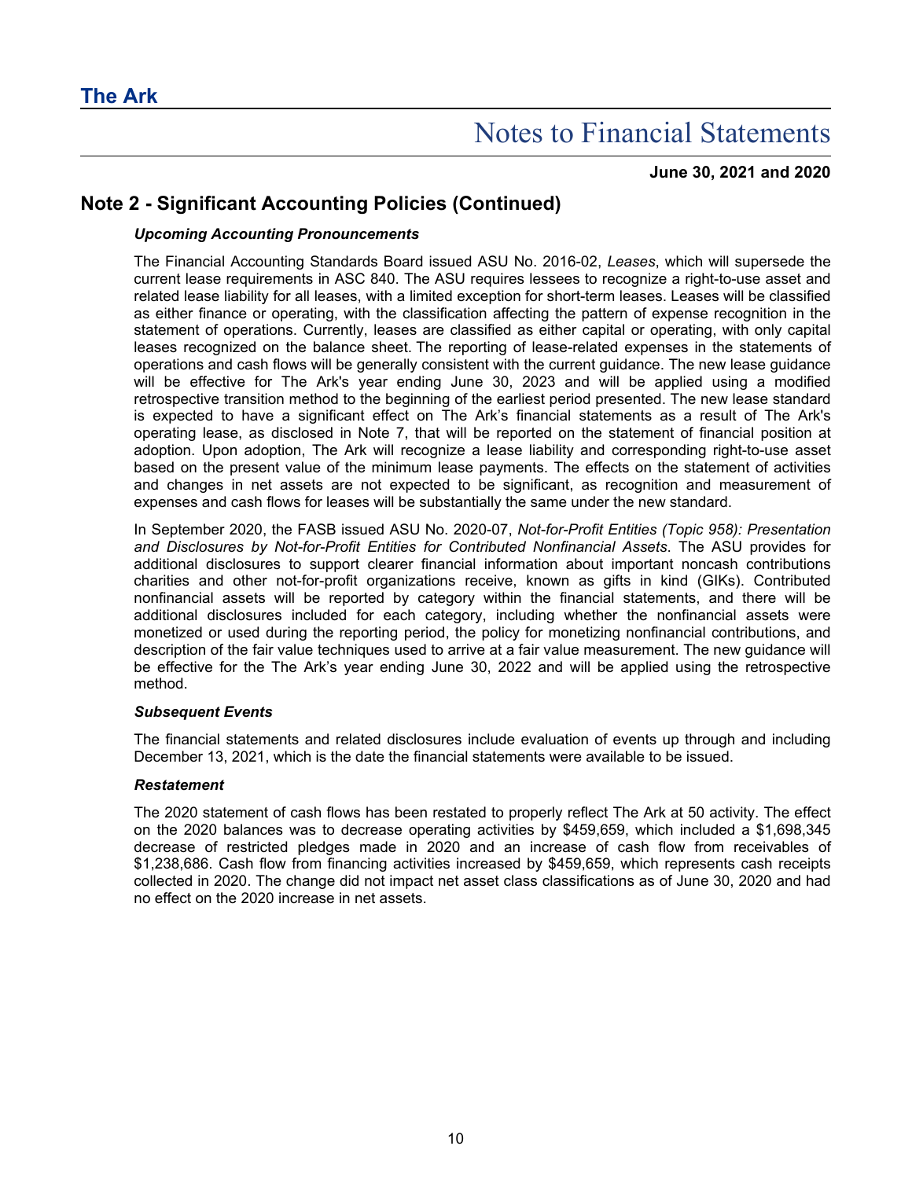## Note 2 - Significant Accounting Policies (Continued)

### *Upcoming Accounting Pronouncements*

The Financial Accounting Standards Board issued ASU No. 2016-02, *Leases*, which will supersede the current lease requirements in ASC 840. The ASU requires lessees to recognize a right-to-use asset and related lease liability for all leases, with a limited exception for short-term leases. Leases will be classified as either finance or operating, with the classification affecting the pattern of expense recognition in the statement of operations. Currently, leases are classified as either capital or operating, with only capital leases recognized on the balance sheet. The reporting of lease-related expenses in the statements of operations and cash flows will be generally consistent with the current guidance. The new lease guidance will be effective for The Ark's year ending June 30, 2023 and will be applied using a modified retrospective transition method to the beginning of the earliest period presented. The new lease standard is expected to have a significant effect on The Ark's financial statements as a result of The Ark's operating lease, as disclosed in Note 7, that will be reported on the statement of financial position at adoption. Upon adoption, The Ark will recognize a lease liability and corresponding right-to-use asset based on the present value of the minimum lease payments. The effects on the statement of activities and changes in net assets are not expected to be significant, as recognition and measurement of expenses and cash flows for leases will be substantially the same under the new standard.

In September 2020, the FASB issued ASU No. 2020-07, *Not-for-Profit Entities (Topic 958): Presentation and Disclosures by Not-for-Profit Entities for Contributed Nonfinancial Assets*. The ASU provides for additional disclosures to support clearer financial information about important noncash contributions charities and other not-for-profit organizations receive, known as gifts in kind (GIKs). Contributed nonfinancial assets will be reported by category within the financial statements, and there will be additional disclosures included for each category, including whether the nonfinancial assets were monetized or used during the reporting period, the policy for monetizing nonfinancial contributions, and description of the fair value techniques used to arrive at a fair value measurement. The new guidance will be effective for the The Ark's year ending June 30, 2022 and will be applied using the retrospective method.

### *Subsequent Events*

The financial statements and related disclosures include evaluation of events up through and including December 13, 2021, which is the date the financial statements were available to be issued.

### *Restatement*

The 2020 statement of cash flows has been restated to properly reflect The Ark at 50 activity. The effect on the 2020 balances was to decrease operating activities by $459,659, which included a $1,698,345 decrease of restricted pledges made in 2020 and an increase of cash flow from receivables of $1,238,686. Cash flow from financing activities increased by $459,659, which represents cash receipts collected in 2020. The change did not impact net asset class classifications as of June 30, 2020 and had no effect on the 2020 increase in net assets.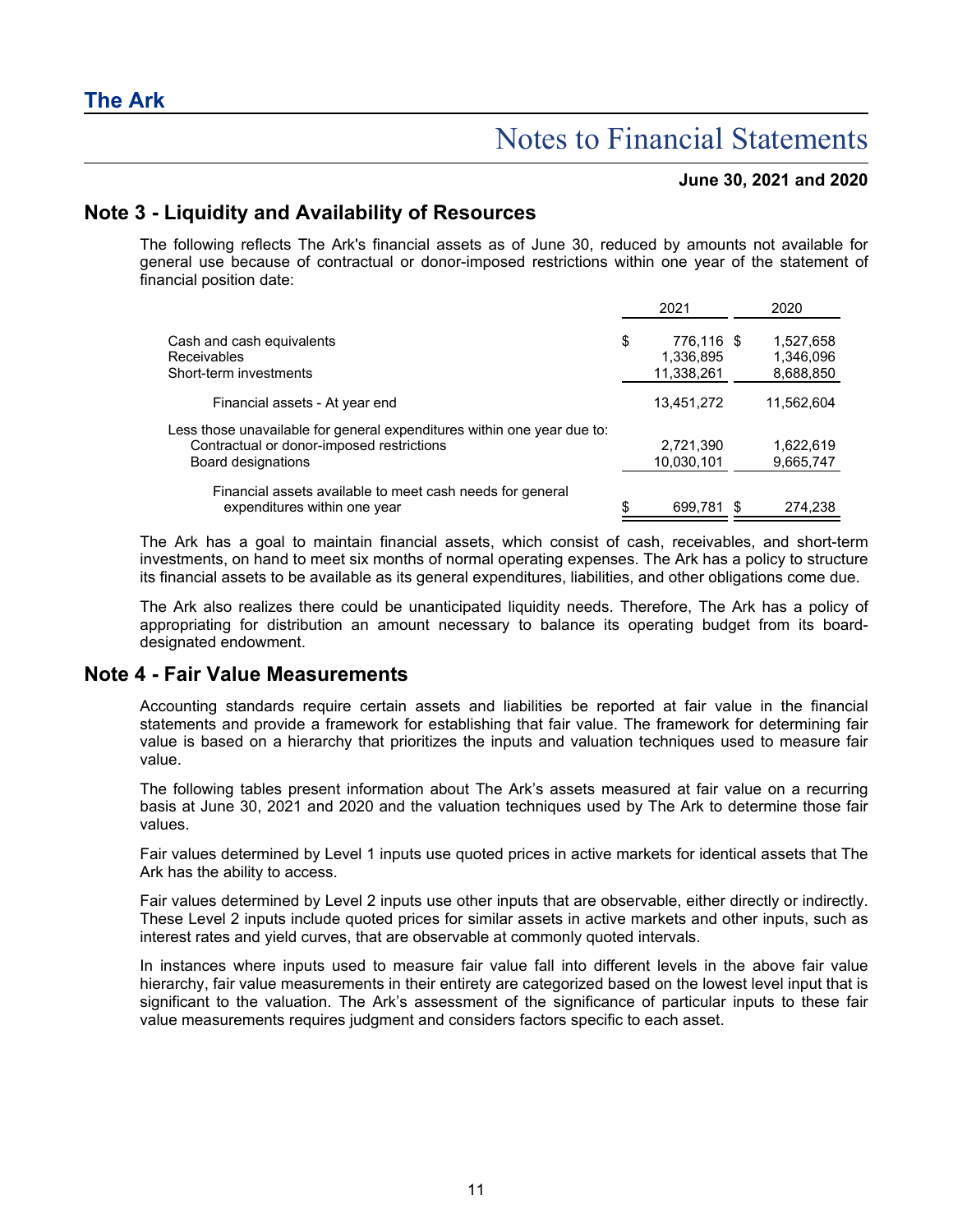## Note 3 - Liquidity and Availability of Resources

The following reflects The Ark's financial assets as of June 30, reduced by amounts not available for general use because of contractual or donor-imposed restrictions within one year of the statement of financial position date:

| | 2021 | 2020 |
|---|---|---|
| Cash and cash equivalents | $ 776,116 | $ 1,527,658 |
| Receivables | 1,336,895 | 1,346,096 |
| Short-term investments | 11,338,261 | 8,688,850 |
| Financial assets - At year end | 13,451,272 | 11,562,604 |
| Less those unavailable for general expenditures within one year due to: | | |
| Contractual or donor-imposed restrictions | 2,721,390 | 1,622,619 |
| Board designations | 10,030,101 | 9,665,747 |
| Financial assets available to meet cash needs for general expenditures within one year | $ 699,781 | $ 274,238 |

The Ark has a goal to maintain financial assets, which consist of cash, receivables, and short-term investments, on hand to meet six months of normal operating expenses. The Ark has a policy to structure its financial assets to be available as its general expenditures, liabilities, and other obligations come due.

The Ark also realizes there could be unanticipated liquidity needs. Therefore, The Ark has a policy of appropriating for distribution an amount necessary to balance its operating budget from its board-designated endowment.

## Note 4 - Fair Value Measurements

Accounting standards require certain assets and liabilities be reported at fair value in the financial statements and provide a framework for establishing that fair value. The framework for determining fair value is based on a hierarchy that prioritizes the inputs and valuation techniques used to measure fair value.

The following tables present information about The Ark's assets measured at fair value on a recurring basis at June 30, 2021 and 2020 and the valuation techniques used by The Ark to determine those fair values.

Fair values determined by Level 1 inputs use quoted prices in active markets for identical assets that The Ark has the ability to access.

Fair values determined by Level 2 inputs use other inputs that are observable, either directly or indirectly. These Level 2 inputs include quoted prices for similar assets in active markets and other inputs, such as interest rates and yield curves, that are observable at commonly quoted intervals.

In instances where inputs used to measure fair value fall into different levels in the above fair value hierarchy, fair value measurements in their entirety are categorized based on the lowest level input that is significant to the valuation. The Ark's assessment of the significance of particular inputs to these fair value measurements requires judgment and considers factors specific to each asset.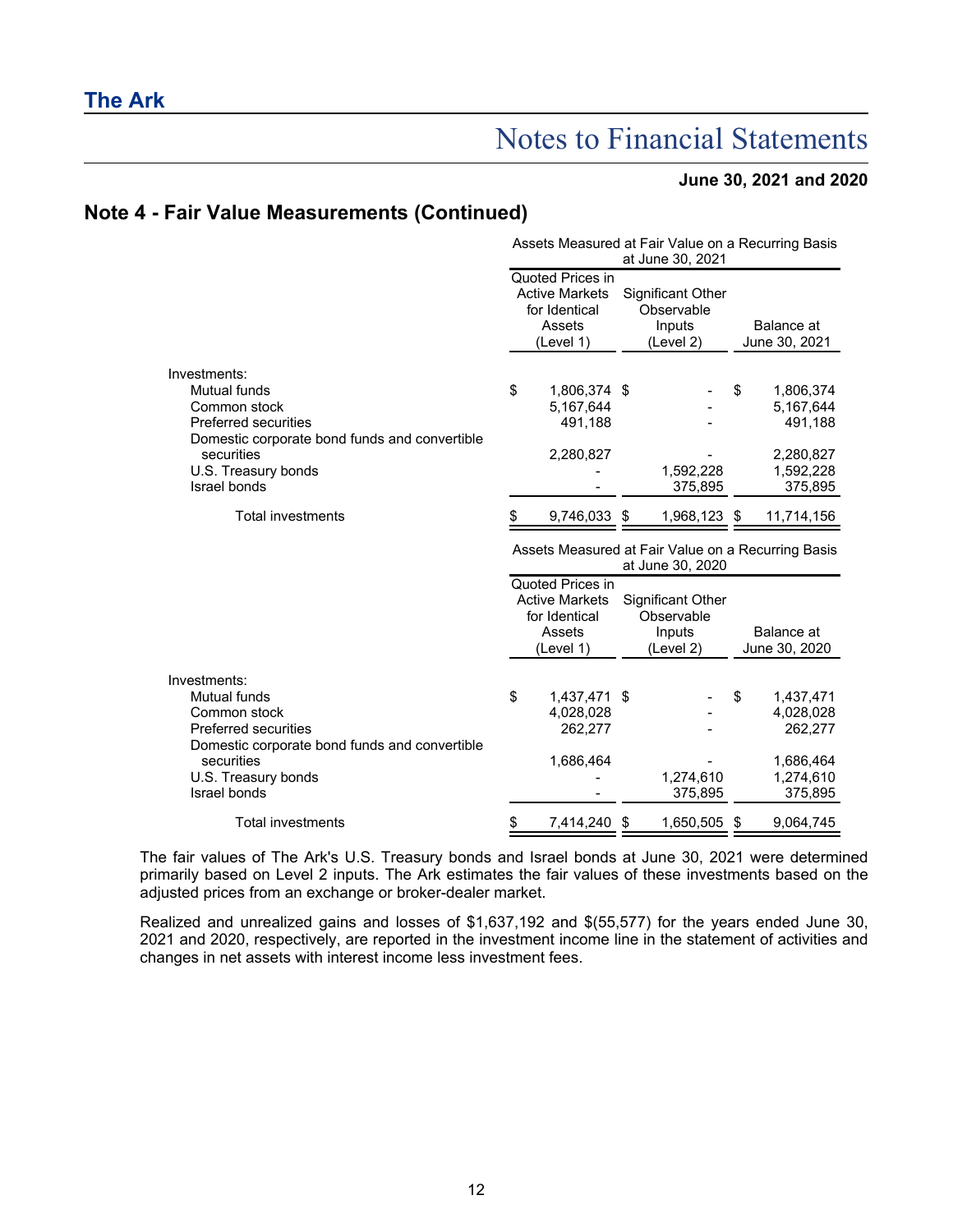## Note 4 - Fair Value Measurements (Continued)

| | Assets Measured at Fair Value on a Recurring Basis at June 30, 2021 | | |
|---|---|---|---|
| | Quoted Prices in Active Markets for Identical Assets (Level 1) | Significant Other Observable Inputs (Level 2) | Balance at June 30, 2021 |
| Investments: | | | |
| Mutual funds | $ 1,806,374 | $ - | $ 1,806,374 |
| Common stock | 5,167,644 | - | 5,167,644 |
| Preferred securities | 491,188 | - | 491,188 |
| Domestic corporate bond funds and convertible securities | 2,280,827 | - | 2,280,827 |
| U.S. Treasury bonds | - | 1,592,228 | 1,592,228 |
| Israel bonds | - | 375,895 | 375,895 |
| Total investments | $ 9,746,033 | $ 1,968,123 | $ 11,714,156 |

| | Assets Measured at Fair Value on a Recurring Basis at June 30, 2020 | | |
|---|---|---|---|
| | Quoted Prices in Active Markets for Identical Assets (Level 1) | Significant Other Observable Inputs (Level 2) | Balance at June 30, 2020 |
| Investments: | | | |
| Mutual funds | $ 1,437,471 | $ - | $ 1,437,471 |
| Common stock | 4,028,028 | - | 4,028,028 |
| Preferred securities | 262,277 | - | 262,277 |
| Domestic corporate bond funds and convertible securities | 1,686,464 | - | 1,686,464 |
| U.S. Treasury bonds | - | 1,274,610 | 1,274,610 |
| Israel bonds | - | 375,895 | 375,895 |
| Total investments | $ 7,414,240 | $ 1,650,505 | $ 9,064,745 |

The fair values of The Ark's U.S. Treasury bonds and Israel bonds at June 30, 2021 were determined primarily based on Level 2 inputs. The Ark estimates the fair values of these investments based on the adjusted prices from an exchange or broker-dealer market.

Realized and unrealized gains and losses of $1,637,192 and $(55,577) for the years ended June 30, 2021 and 2020, respectively, are reported in the investment income line in the statement of activities and changes in net assets with interest income less investment fees.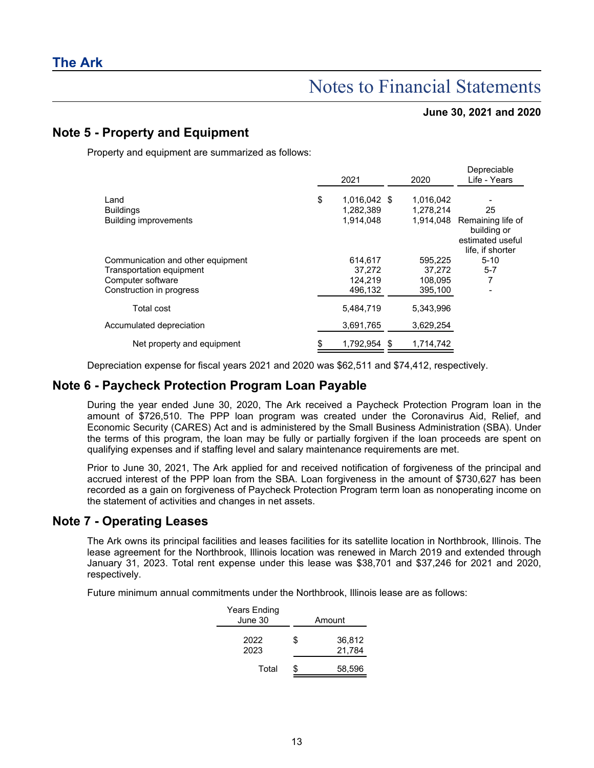# Notes to Financial Statements

**June 30, 2021 and 2020**

## Note 5 - Property and Equipment

Property and equipment are summarized as follows:

| | 2021 | 2020 | Depreciable Life - Years |
|---|---|---|---|
| Land | $ 1,016,042 | $ 1,016,042 | - |
| Buildings | 1,282,389 | 1,278,214 | 25 |
| Building improvements | 1,914,048 | 1,914,048 | Remaining life of building or estimated useful life, if shorter |
| Communication and other equipment | 614,617 | 595,225 | 5-10 |
| Transportation equipment | 37,272 | 37,272 | 5-7 |
| Computer software | 124,219 | 108,095 | 7 |
| Construction in progress | 496,132 | 395,100 | - |
| Total cost | 5,484,719 | 5,343,996 | |
| Accumulated depreciation | 3,691,765 | 3,629,254 | |
| Net property and equipment | $ 1,792,954 | $ 1,714,742 | |

Depreciation expense for fiscal years 2021 and 2020 was $62,511 and $74,412, respectively.

## Note 6 - Paycheck Protection Program Loan Payable

During the year ended June 30, 2020, The Ark received a Paycheck Protection Program loan in the amount of $726,510. The PPP loan program was created under the Coronavirus Aid, Relief, and Economic Security (CARES) Act and is administered by the Small Business Administration (SBA). Under the terms of this program, the loan may be fully or partially forgiven if the loan proceeds are spent on qualifying expenses and if staffing level and salary maintenance requirements are met.

Prior to June 30, 2021, The Ark applied for and received notification of forgiveness of the principal and accrued interest of the PPP loan from the SBA. Loan forgiveness in the amount of $730,627 has been recorded as a gain on forgiveness of Paycheck Protection Program term loan as nonoperating income on the statement of activities and changes in net assets.

## Note 7 - Operating Leases

The Ark owns its principal facilities and leases facilities for its satellite location in Northbrook, Illinois. The lease agreement for the Northbrook, Illinois location was renewed in March 2019 and extended through January 31, 2023. Total rent expense under this lease was $38,701 and $37,246 for 2021 and 2020, respectively.

Future minimum annual commitments under the Northbrook, Illinois lease are as follows:

| Years Ending June 30 | Amount |
|---|---|
| 2022 | $ 36,812 |
| 2023 | 21,784 |
| Total | $ 58,596 |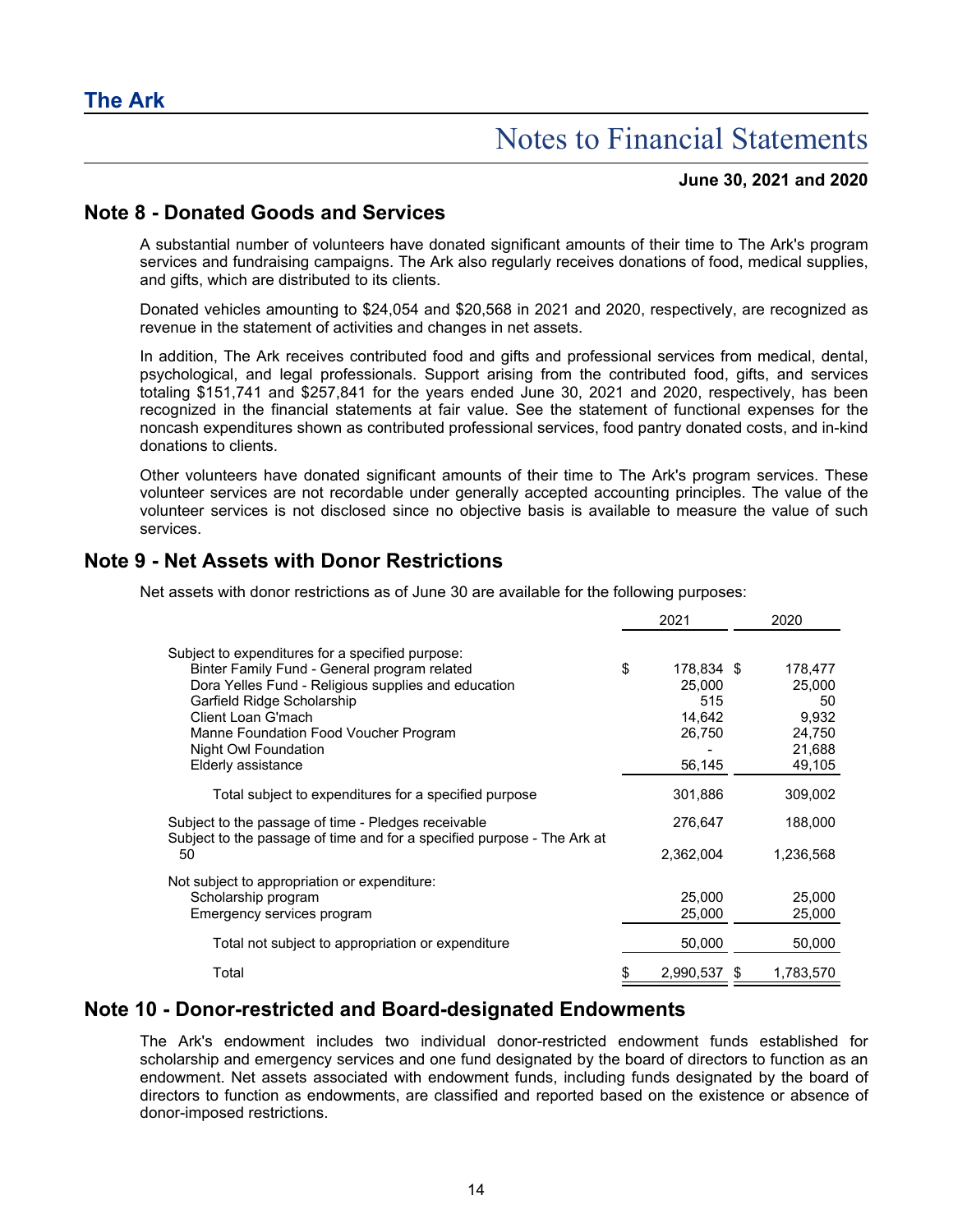## Note 8 - Donated Goods and Services

A substantial number of volunteers have donated significant amounts of their time to The Ark's program services and fundraising campaigns. The Ark also regularly receives donations of food, medical supplies, and gifts, which are distributed to its clients.

Donated vehicles amounting to $24,054 and $20,568 in 2021 and 2020, respectively, are recognized as revenue in the statement of activities and changes in net assets.

In addition, The Ark receives contributed food and gifts and professional services from medical, dental, psychological, and legal professionals. Support arising from the contributed food, gifts, and services totaling $151,741 and $257,841 for the years ended June 30, 2021 and 2020, respectively, has been recognized in the financial statements at fair value. See the statement of functional expenses for the noncash expenditures shown as contributed professional services, food pantry donated costs, and in-kind donations to clients.

Other volunteers have donated significant amounts of their time to The Ark's program services. These volunteer services are not recordable under generally accepted accounting principles. The value of the volunteer services is not disclosed since no objective basis is available to measure the value of such services.

## Note 9 - Net Assets with Donor Restrictions

Net assets with donor restrictions as of June 30 are available for the following purposes:

| | 2021 | 2020 |
|---|---|---|
| Subject to expenditures for a specified purpose: | | |
| Binter Family Fund - General program related | $ 178,834 | $ 178,477 |
| Dora Yelles Fund - Religious supplies and education | 25,000 | 25,000 |
| Garfield Ridge Scholarship | 515 | 50 |
| Client Loan G'mach | 14,642 | 9,932 |
| Manne Foundation Food Voucher Program | 26,750 | 24,750 |
| Night Owl Foundation | - | 21,688 |
| Elderly assistance | 56,145 | 49,105 |
| Total subject to expenditures for a specified purpose | 301,886 | 309,002 |
| Subject to the passage of time - Pledges receivable | 276,647 | 188,000 |
| Subject to the passage of time and for a specified purpose - The Ark at 50 | 2,362,004 | 1,236,568 |
| Not subject to appropriation or expenditure: | | |
| Scholarship program | 25,000 | 25,000 |
| Emergency services program | 25,000 | 25,000 |
| Total not subject to appropriation or expenditure | 50,000 | 50,000 |
| Total | $ 2,990,537 | $ 1,783,570 |

## Note 10 - Donor-restricted and Board-designated Endowments

The Ark's endowment includes two individual donor-restricted endowment funds established for scholarship and emergency services and one fund designated by the board of directors to function as an endowment. Net assets associated with endowment funds, including funds designated by the board of directors to function as endowments, are classified and reported based on the existence or absence of donor-imposed restrictions.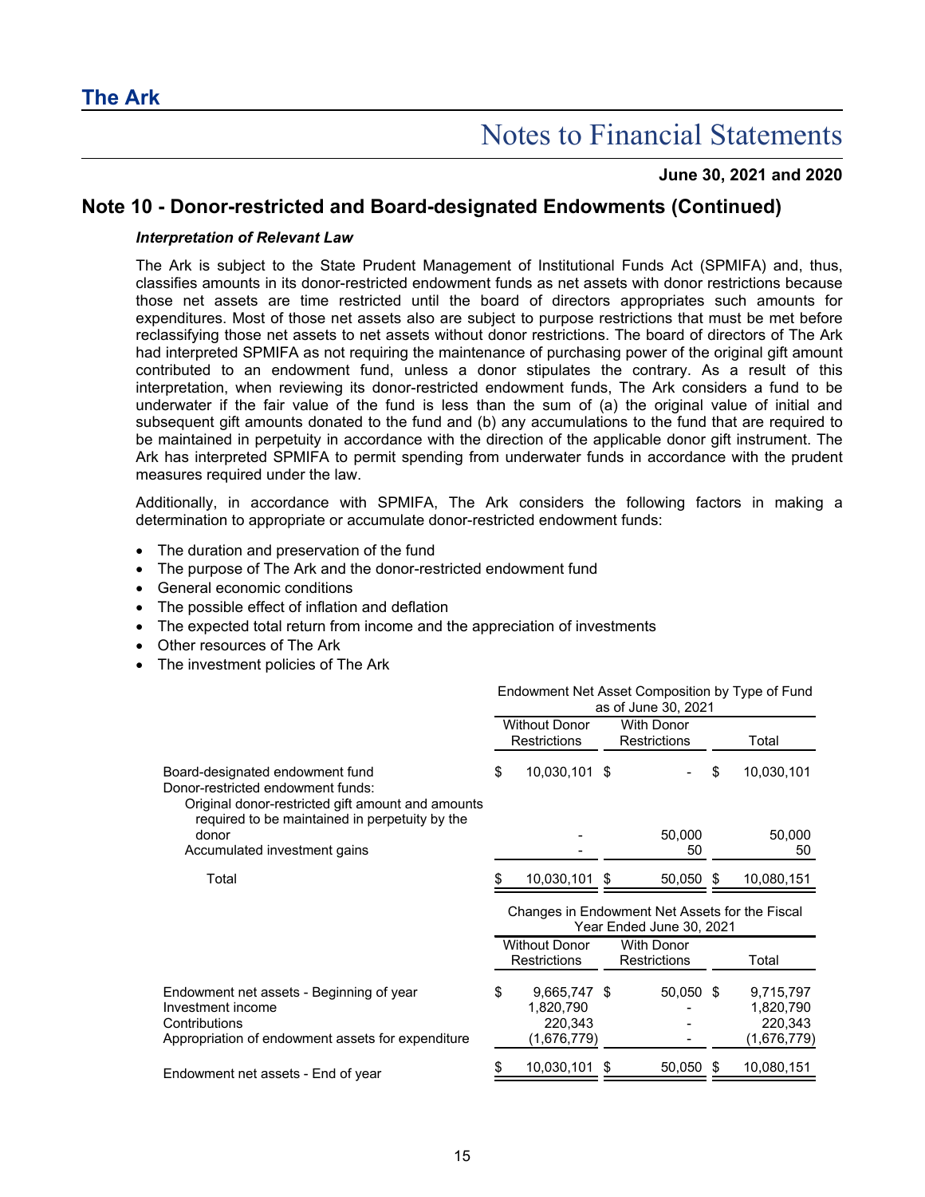## Note 10 - Donor-restricted and Board-designated Endowments (Continued)

***Interpretation of Relevant Law***

The Ark is subject to the State Prudent Management of Institutional Funds Act (SPMIFA) and, thus, classifies amounts in its donor-restricted endowment funds as net assets with donor restrictions because those net assets are time restricted until the board of directors appropriates such amounts for expenditures. Most of those net assets also are subject to purpose restrictions that must be met before reclassifying those net assets to net assets without donor restrictions. The board of directors of The Ark had interpreted SPMIFA as not requiring the maintenance of purchasing power of the original gift amount contributed to an endowment fund, unless a donor stipulates the contrary. As a result of this interpretation, when reviewing its donor-restricted endowment funds, The Ark considers a fund to be underwater if the fair value of the fund is less than the sum of (a) the original value of initial and subsequent gift amounts donated to the fund and (b) any accumulations to the fund that are required to be maintained in perpetuity in accordance with the direction of the applicable donor gift instrument. The Ark has interpreted SPMIFA to permit spending from underwater funds in accordance with the prudent measures required under the law.

Additionally, in accordance with SPMIFA, The Ark considers the following factors in making a determination to appropriate or accumulate donor-restricted endowment funds:

- The duration and preservation of the fund
- The purpose of The Ark and the donor-restricted endowment fund
- General economic conditions
- The possible effect of inflation and deflation
- The expected total return from income and the appreciation of investments
- Other resources of The Ark
- The investment policies of The Ark

| | Endowment Net Asset Composition by Type of Fund as of June 30, 2021 | | |
|---|---|---|---|
| | Without Donor Restrictions | With Donor Restrictions | Total |
| Board-designated endowment fund | $ 10,030,101 | $ - | $ 10,030,101 |
| Donor-restricted endowment funds: | | | |
| Original donor-restricted gift amount and amounts required to be maintained in perpetuity by the donor | - | 50,000 | 50,000 |
| Accumulated investment gains | - | 50 | 50 |
| Total | $ 10,030,101 | $ 50,050 | $ 10,080,151 |

| | Changes in Endowment Net Assets for the Fiscal Year Ended June 30, 2021 | | |
|---|---|---|---|
| | Without Donor Restrictions | With Donor Restrictions | Total |
| Endowment net assets - Beginning of year | $ 9,665,747 | $ 50,050 | $ 9,715,797 |
| Investment income | 1,820,790 | - | 1,820,790 |
| Contributions | 220,343 | - | 220,343 |
| Appropriation of endowment assets for expenditure | (1,676,779) | - | (1,676,779) |
| Endowment net assets - End of year | $ 10,030,101 | $ 50,050 | $ 10,080,151 |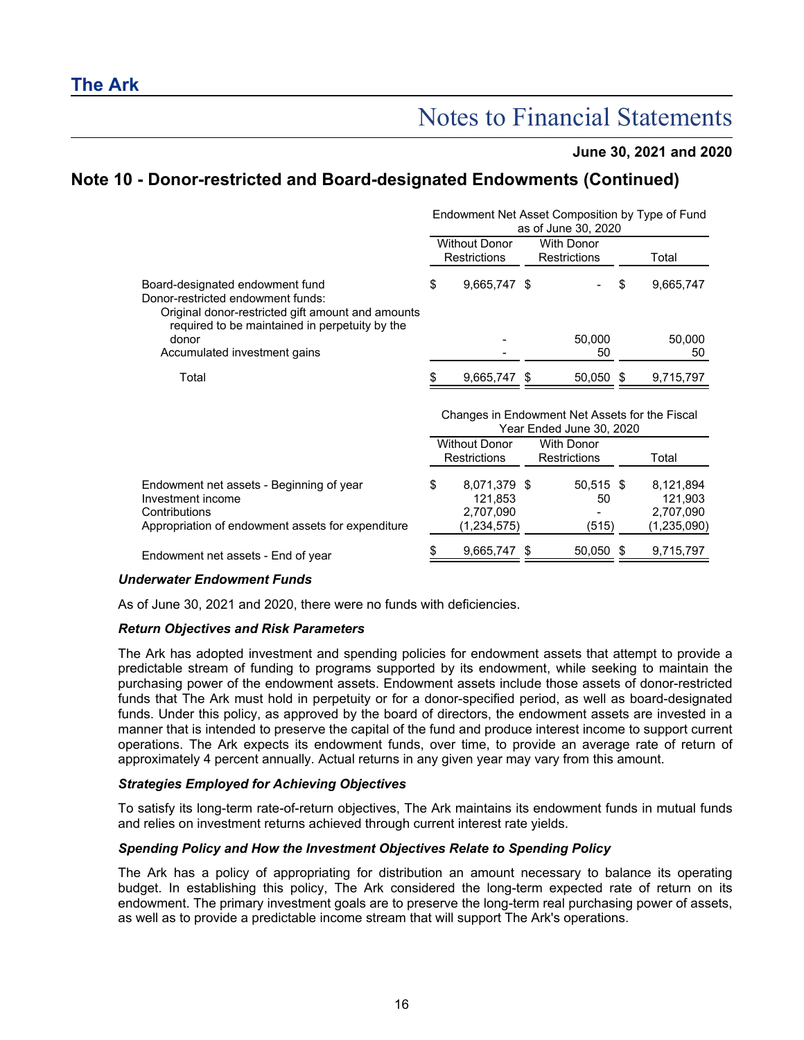## Note 10 - Donor-restricted and Board-designated Endowments (Continued)

| | Endowment Net Asset Composition by Type of Fund as of June 30, 2020 | | |
|---|---|---|---|
| | Without Donor Restrictions | With Donor Restrictions | Total |
| Board-designated endowment fund | $ 9,665,747 | $ - | $ 9,665,747 |
| Donor-restricted endowment funds: | | | |
| Original donor-restricted gift amount and amounts required to be maintained in perpetuity by the donor | - | 50,000 | 50,000 |
| Accumulated investment gains | - | 50 | 50 |
| Total | $ 9,665,747 | $ 50,050 | $ 9,715,797 |

| | Changes in Endowment Net Assets for the Fiscal Year Ended June 30, 2020 | | |
|---|---|---|---|
| | Without Donor Restrictions | With Donor Restrictions | Total |
| Endowment net assets - Beginning of year | $ 8,071,379 | $ 50,515 | $ 8,121,894 |
| Investment income | 121,853 | 50 | 121,903 |
| Contributions | 2,707,090 | - | 2,707,090 |
| Appropriation of endowment assets for expenditure | (1,234,575) | (515) | (1,235,090) |
| Endowment net assets - End of year | $ 9,665,747 | $ 50,050 | $ 9,715,797 |

***Underwater Endowment Funds***

As of June 30, 2021 and 2020, there were no funds with deficiencies.

***Return Objectives and Risk Parameters***

The Ark has adopted investment and spending policies for endowment assets that attempt to provide a predictable stream of funding to programs supported by its endowment, while seeking to maintain the purchasing power of the endowment assets. Endowment assets include those assets of donor-restricted funds that The Ark must hold in perpetuity or for a donor-specified period, as well as board-designated funds. Under this policy, as approved by the board of directors, the endowment assets are invested in a manner that is intended to preserve the capital of the fund and produce interest income to support current operations. The Ark expects its endowment funds, over time, to provide an average rate of return of approximately 4 percent annually. Actual returns in any given year may vary from this amount.

***Strategies Employed for Achieving Objectives***

To satisfy its long-term rate-of-return objectives, The Ark maintains its endowment funds in mutual funds and relies on investment returns achieved through current interest rate yields.

***Spending Policy and How the Investment Objectives Relate to Spending Policy***

The Ark has a policy of appropriating for distribution an amount necessary to balance its operating budget. In establishing this policy, The Ark considered the long-term expected rate of return on its endowment. The primary investment goals are to preserve the long-term real purchasing power of assets, as well as to provide a predictable income stream that will support The Ark's operations.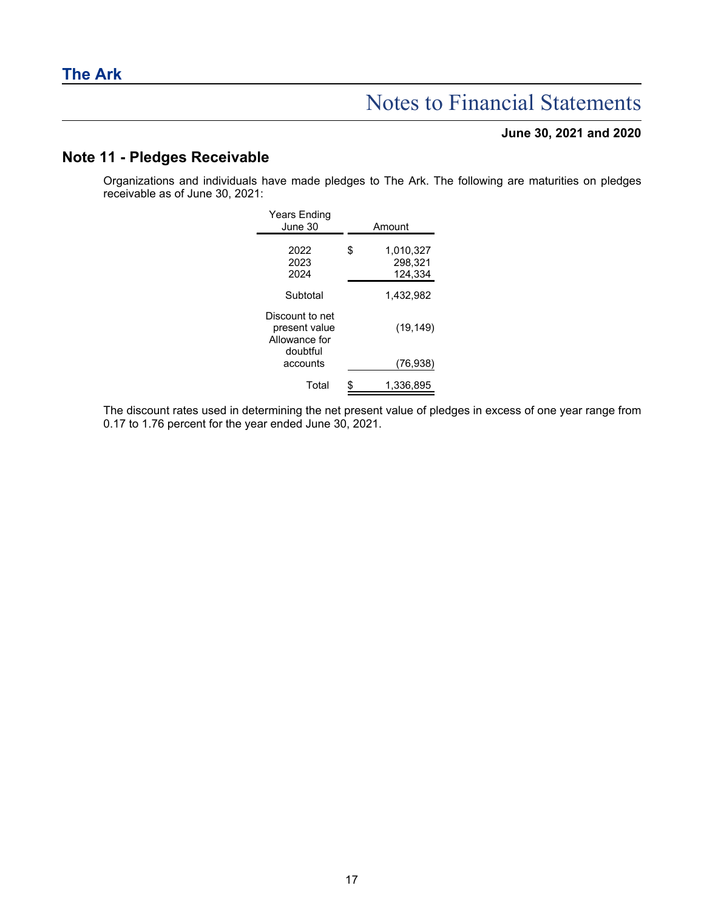# The Ark

## Notes to Financial Statements

**June 30, 2021 and 2020**

## Note 11 - Pledges Receivable

Organizations and individuals have made pledges to The Ark. The following are maturities on pledges receivable as of June 30, 2021:

| Years Ending June 30 | Amount |
|---|---|
| 2022 | $ 1,010,327 |
| 2023 | 298,321 |
| 2024 | 124,334 |
| Subtotal | 1,432,982 |
| Discount to net present value | (19,149) |
| Allowance for doubtful accounts | (76,938) |
| Total | $ 1,336,895 |

The discount rates used in determining the net present value of pledges in excess of one year range from 0.17 to 1.76 percent for the year ended June 30, 2021.